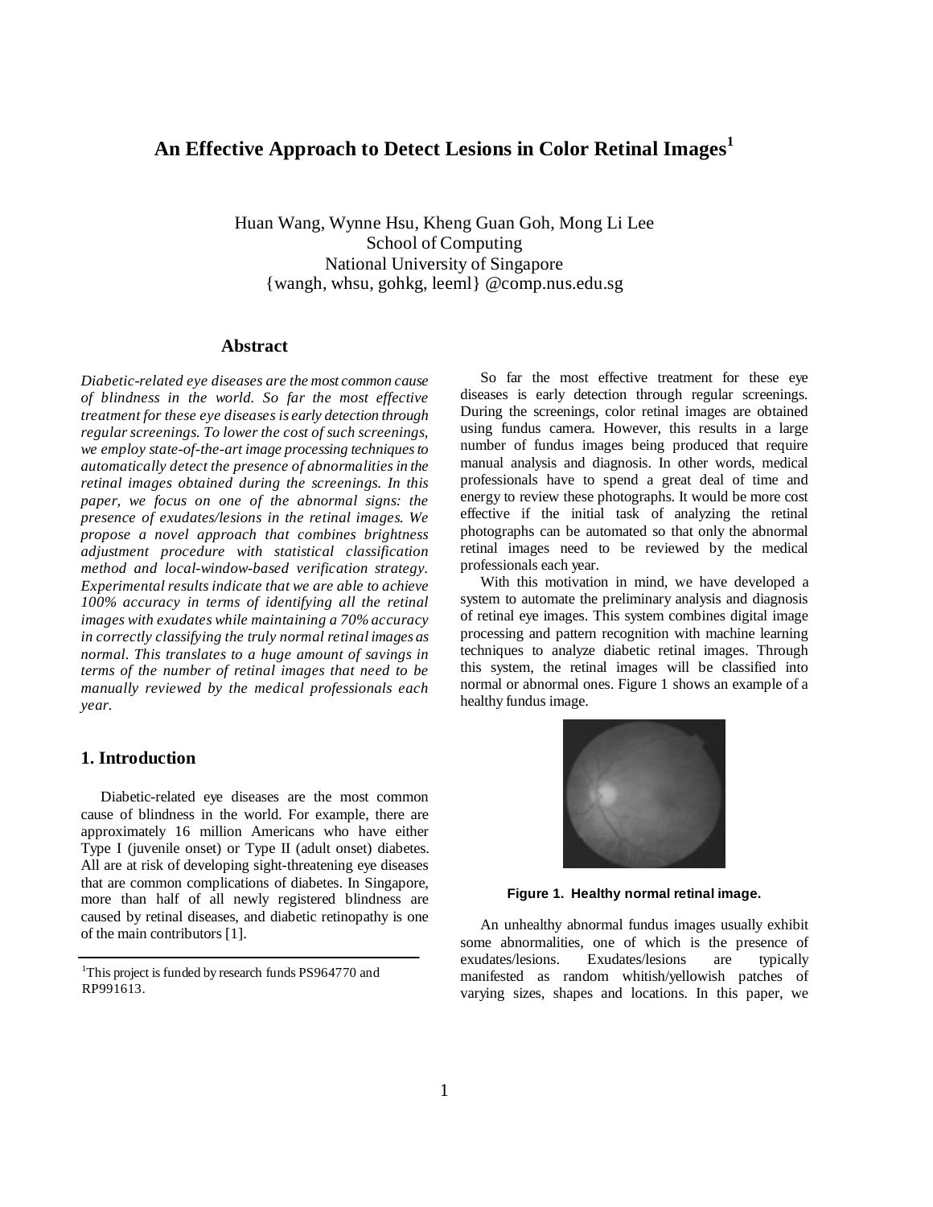# An Effective Approach to Detect Lesions in Color Retinal Images[1]

Huan Wang, Wynne Hsu, Kheng Guan Goh, Mong Li Lee
School of Computing
National University of Singapore
{wangh, whsu, gohkg, leeml} @comp.nus.edu.sg

## Abstract

*Diabetic-related eye diseases are the most common cause of blindness in the world. So far the most effective treatment for these eye diseases is early detection through regular screenings. To lower the cost of such screenings, we employ state-of-the-art image processing techniques to automatically detect the presence of abnormalities in the retinal images obtained during the screenings. In this paper, we focus on one of the abnormal signs: the presence of exudates/lesions in the retinal images. We propose a novel approach that combines brightness adjustment procedure with statistical classification method and local-window-based verification strategy. Experimental results indicate that we are able to achieve 100% accuracy in terms of identifying all the retinal images with exudates while maintaining a 70% accuracy in correctly classifying the truly normal retinal images as normal. This translates to a huge amount of savings in terms of the number of retinal images that need to be manually reviewed by the medical professionals each year.*

## 1. Introduction

Diabetic-related eye diseases are the most common cause of blindness in the world. For example, there are approximately 16 million Americans who have either Type I (juvenile onset) or Type II (adult onset) diabetes. All are at risk of developing sight-threatening eye diseases that are common complications of diabetes. In Singapore, more than half of all newly registered blindness are caused by retinal diseases, and diabetic retinopathy is one of the main contributors [1].

So far the most effective treatment for these eye diseases is early detection through regular screenings. During the screenings, color retinal images are obtained using fundus camera. However, this results in a large number of fundus images being produced that require manual analysis and diagnosis. In other words, medical professionals have to spend a great deal of time and energy to review these photographs. It would be more cost effective if the initial task of analyzing the retinal photographs can be automated so that only the abnormal retinal images need to be reviewed by the medical professionals each year.

With this motivation in mind, we have developed a system to automate the preliminary analysis and diagnosis of retinal eye images. This system combines digital image processing and pattern recognition with machine learning techniques to analyze diabetic retinal images. Through this system, the retinal images will be classified into normal or abnormal ones. Figure 1 shows an example of a healthy fundus image.

**Figure 1. Healthy normal retinal image.**

An unhealthy abnormal fundus images usually exhibit some abnormalities, one of which is the presence of exudates/lesions. Exudates/lesions are typically manifested as random whitish/yellowish patches of varying sizes, shapes and locations. In this paper, we

[1] This project is funded by research funds PS964770 and RP991613.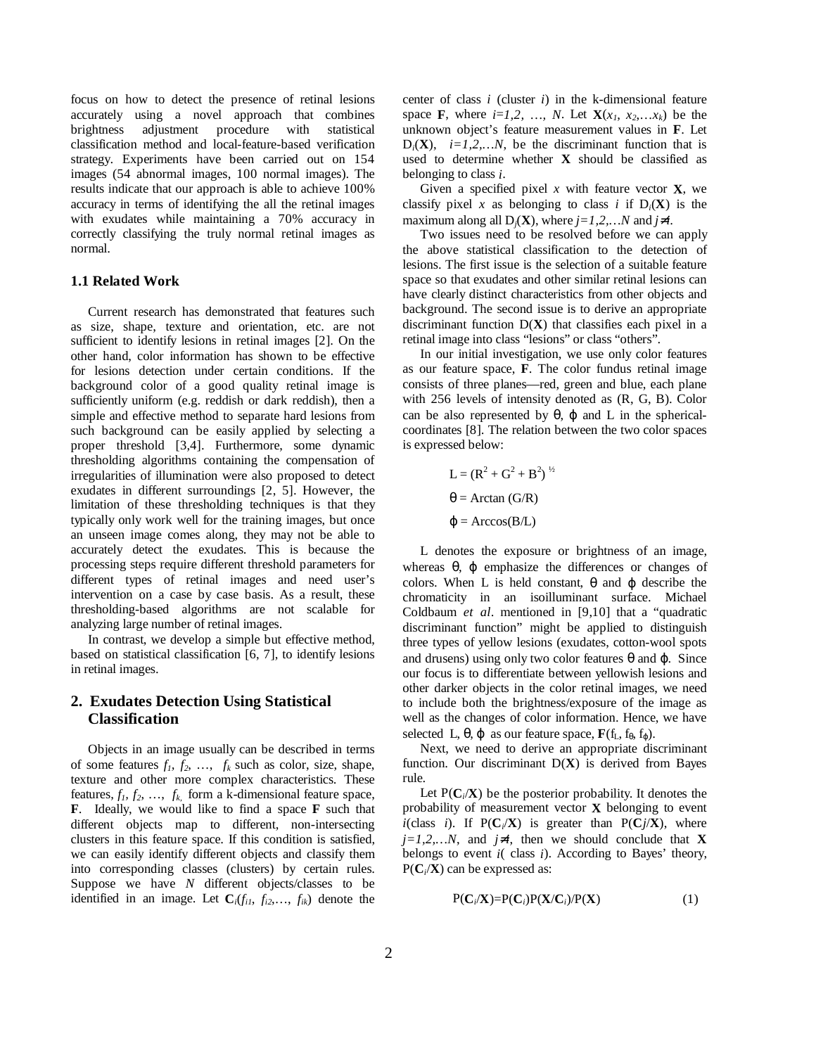focus on how to detect the presence of retinal lesions accurately using a novel approach that combines brightness adjustment procedure with statistical classification method and local-feature-based verification strategy. Experiments have been carried out on 154 images (54 abnormal images, 100 normal images). The results indicate that our approach is able to achieve 100% accuracy in terms of identifying the all the retinal images with exudates while maintaining a 70% accuracy in correctly classifying the truly normal retinal images as normal.

### 1.1 Related Work

Current research has demonstrated that features such as size, shape, texture and orientation, etc. are not sufficient to identify lesions in retinal images [2]. On the other hand, color information has shown to be effective for lesions detection under certain conditions. If the background color of a good quality retinal image is sufficiently uniform (e.g. reddish or dark reddish), then a simple and effective method to separate hard lesions from such background can be easily applied by selecting a proper threshold [3,4]. Furthermore, some dynamic thresholding algorithms containing the compensation of irregularities of illumination were also proposed to detect exudates in different surroundings [2, 5]. However, the limitation of these thresholding techniques is that they typically only work well for the training images, but once an unseen image comes along, they may not be able to accurately detect the exudates. This is because the processing steps require different threshold parameters for different types of retinal images and need user's intervention on a case by case basis. As a result, these thresholding-based algorithms are not scalable for analyzing large number of retinal images.

In contrast, we develop a simple but effective method, based on statistical classification [6, 7], to identify lesions in retinal images.

## 2. Exudates Detection Using Statistical Classification

Objects in an image usually can be described in terms of some features $f_1, f_2, \ldots, f_k$ such as color, size, shape, texture and other more complex characteristics. These features, $f_1, f_2, \ldots, f_k$, form a k-dimensional feature space, **F**. Ideally, we would like to find a space **F** such that different objects map to different, non-intersecting clusters in this feature space. If this condition is satisfied, we can easily identify different objects and classify them into corresponding classes (clusters) by certain rules. Suppose we have $N$ different objects/classes to be identified in an image. Let $\mathbf{C}_i(f_{i1}, f_{i2},\ldots, f_{ik})$ denote the center of class $i$ (cluster $i$) in the k-dimensional feature space **F**, where $i=1,2, \ldots, N$. Let $\mathbf{X}(x_1, x_2,\ldots x_k)$ be the unknown object's feature measurement values in **F**. Let $D_i(\mathbf{X})$, $i=1,2,\ldots N$, be the discriminant function that is used to determine whether **X** should be classified as belonging to class $i$.

Given a specified pixel $x$ with feature vector **X**, we classify pixel $x$ as belonging to class $i$ if $D_i(\mathbf{X})$ is the maximum along all $D_j(\mathbf{X})$, where $j=1,2,\ldots N$ and $j\neq i$.

Two issues need to be resolved before we can apply the above statistical classification to the detection of lesions. The first issue is the selection of a suitable feature space so that exudates and other similar retinal lesions can have clearly distinct characteristics from other objects and background. The second issue is to derive an appropriate discriminant function $D(\mathbf{X})$ that classifies each pixel in a retinal image into class "lesions" or class "others".

In our initial investigation, we use only color features as our feature space, **F**. The color fundus retinal image consists of three planes—red, green and blue, each plane with 256 levels of intensity denoted as (R, G, B). Color can be also represented by θ, ϕ and L in the spherical-coordinates [8]. The relation between the two color spaces is expressed below:

$$L = (R^2 + G^2 + B^2)^{1/2}$$

$$\theta = \text{Arctan}\,(G/R)$$

$$\varphi = \text{Arccos}(B/L)$$

L denotes the exposure or brightness of an image, whereas θ, ϕ emphasize the differences or changes of colors. When L is held constant, θ and ϕ describe the chromaticity in an isoilluminant surface. Michael Coldbaum *et al*. mentioned in [9,10] that a "quadratic discriminant function" might be applied to distinguish three types of yellow lesions (exudates, cotton-wool spots and drusens) using only two color features θ and ϕ. Since our focus is to differentiate between yellowish lesions and other darker objects in the color retinal images, we need to include both the brightness/exposure of the image as well as the changes of color information. Hence, we have selected L, θ, ϕ as our feature space, $\mathbf{F}(f_L, f_\theta, f_\varphi)$.

Next, we need to derive an appropriate discriminant function. Our discriminant $D(\mathbf{X})$ is derived from Bayes rule.

Let $P(\mathbf{C}_i/\mathbf{X})$ be the posterior probability. It denotes the probability of measurement vector **X** belonging to event $i$(class $i$). If $P(\mathbf{C}_i/\mathbf{X})$ is greater than $P(\mathbf{C}j/\mathbf{X})$, where $j=1,2,\ldots N$, and $j\neq i$, then we should conclude that **X** belongs to event $i$( class $i$). According to Bayes' theory, $P(\mathbf{C}_i/\mathbf{X})$ can be expressed as:

$$P(\mathbf{C}_i/\mathbf{X})=P(\mathbf{C}_i)P(\mathbf{X}/\mathbf{C}_i)/P(\mathbf{X}) \qquad (1)$$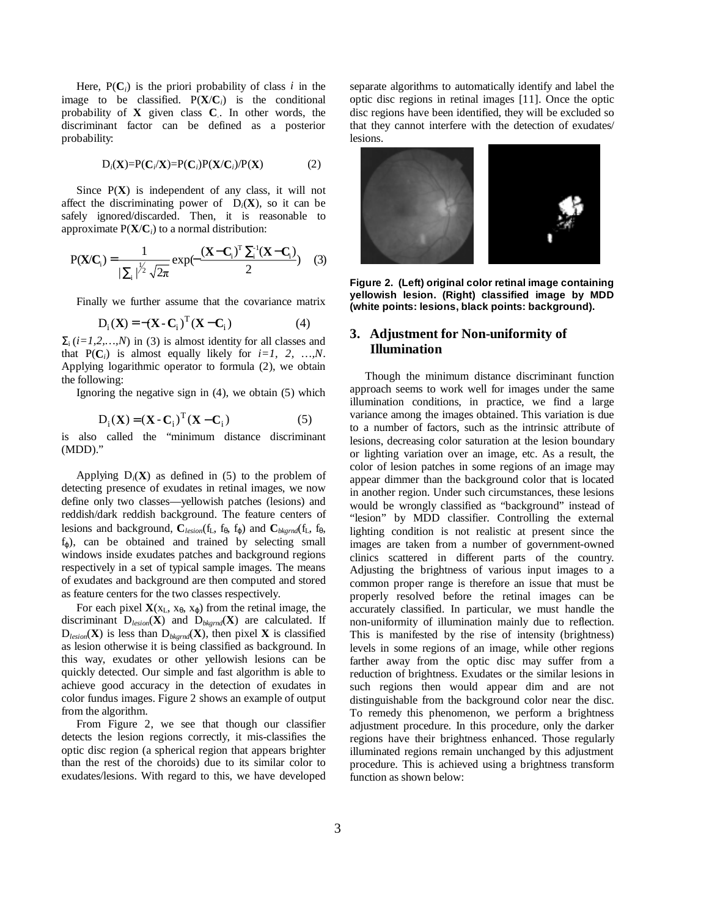Here, $P(\mathbf{C}_i)$ is the priori probability of class $i$ in the image to be classified. $P(\mathbf{X}/\mathbf{C}_i)$ is the conditional probability of $\mathbf{X}$ given class $\mathbf{C}_.$. In other words, the discriminant factor can be defined as a posterior probability:

$$D_i(\mathbf{X})=P(\mathbf{C}_i/\mathbf{X})=P(\mathbf{C}_i)P(\mathbf{X}/\mathbf{C}_i)/P(\mathbf{X}) \qquad (2)$$

Since $P(\mathbf{X})$ is independent of any class, it will not affect the discriminating power of $D_i(\mathbf{X})$, so it can be safely ignored/discarded. Then, it is reasonable to approximate $P(\mathbf{X}/\mathbf{C}_i)$ to a normal distribution:

$$P(\mathbf{X}/\mathbf{C}_i) = \frac{1}{|\Sigma_i|^{1/2}\sqrt{2\pi}}\exp\left(-\frac{(\mathbf{X}-\mathbf{C}_i)^T\Sigma_i^{-1}(\mathbf{X}-\mathbf{C}_i)}{2}\right) \qquad (3)$$

Finally we further assume that the covariance matrix

$$D_i(\mathbf{X}) = -(\mathbf{X}-\mathbf{C}_i)^T(\mathbf{X}-\mathbf{C}_i) \qquad (4)$$

$\Sigma_i$ $(i=1,2,\ldots,N)$ in (3) is almost identity for all classes and that $P(\mathbf{C}_i)$ is almost equally likely for $i=1, 2, \ldots,N$. Applying logarithmic operator to formula (2), we obtain the following:

Ignoring the negative sign in (4), we obtain (5) which

$$D_i(\mathbf{X}) = (\mathbf{X}-\mathbf{C}_i)^T(\mathbf{X}-\mathbf{C}_i) \qquad (5)$$

is also called the "minimum distance discriminant (MDD)."

Applying $D_i(\mathbf{X})$ as defined in (5) to the problem of detecting presence of exudates in retinal images, we now define only two classes—yellowish patches (lesions) and reddish/dark reddish background. The feature centers of lesions and background, $\mathbf{C}_{lesion}(f_L, f_\theta, f_\varphi)$ and $\mathbf{C}_{bkgrnd}(f_L, f_\theta, f_\varphi)$, can be obtained and trained by selecting small windows inside exudates patches and background regions respectively in a set of typical sample images. The means of exudates and background are then computed and stored as feature centers for the two classes respectively.

For each pixel $\mathbf{X}(x_L, x_\theta, x_\varphi)$ from the retinal image, the discriminant $D_{lesion}(\mathbf{X})$ and $D_{bkgrnd}(\mathbf{X})$ are calculated. If $D_{lesion}(\mathbf{X})$ is less than $D_{bkgrnd}(\mathbf{X})$, then pixel $\mathbf{X}$ is classified as lesion otherwise it is being classified as background. In this way, exudates or other yellowish lesions can be quickly detected. Our simple and fast algorithm is able to achieve good accuracy in the detection of exudates in color fundus images. Figure 2 shows an example of output from the algorithm.

From Figure 2, we see that though our classifier detects the lesion regions correctly, it mis-classifies the optic disc region (a spherical region that appears brighter than the rest of the choroids) due to its similar color to exudates/lesions. With regard to this, we have developed separate algorithms to automatically identify and label the optic disc regions in retinal images [11]. Once the optic disc regions have been identified, they will be excluded so that they cannot interfere with the detection of exudates/ lesions.

**Figure 2. (Left) original color retinal image containing yellowish lesion. (Right) classified image by MDD (white points: lesions, black points: background).**

## 3. Adjustment for Non-uniformity of Illumination

Though the minimum distance discriminant function approach seems to work well for images under the same illumination conditions, in practice, we find a large variance among the images obtained. This variation is due to a number of factors, such as the intrinsic attribute of lesions, decreasing color saturation at the lesion boundary or lighting variation over an image, etc. As a result, the color of lesion patches in some regions of an image may appear dimmer than the background color that is located in another region. Under such circumstances, these lesions would be wrongly classified as "background" instead of "lesion" by MDD classifier. Controlling the external lighting condition is not realistic at present since the images are taken from a number of government-owned clinics scattered in different parts of the country. Adjusting the brightness of various input images to a common proper range is therefore an issue that must be properly resolved before the retinal images can be accurately classified. In particular, we must handle the non-uniformity of illumination mainly due to reflection. This is manifested by the rise of intensity (brightness) levels in some regions of an image, while other regions farther away from the optic disc may suffer from a reduction of brightness. Exudates or the similar lesions in such regions then would appear dim and are not distinguishable from the background color near the disc. To remedy this phenomenon, we perform a brightness adjustment procedure. In this procedure, only the darker regions have their brightness enhanced. Those regularly illuminated regions remain unchanged by this adjustment procedure. This is achieved using a brightness transform function as shown below: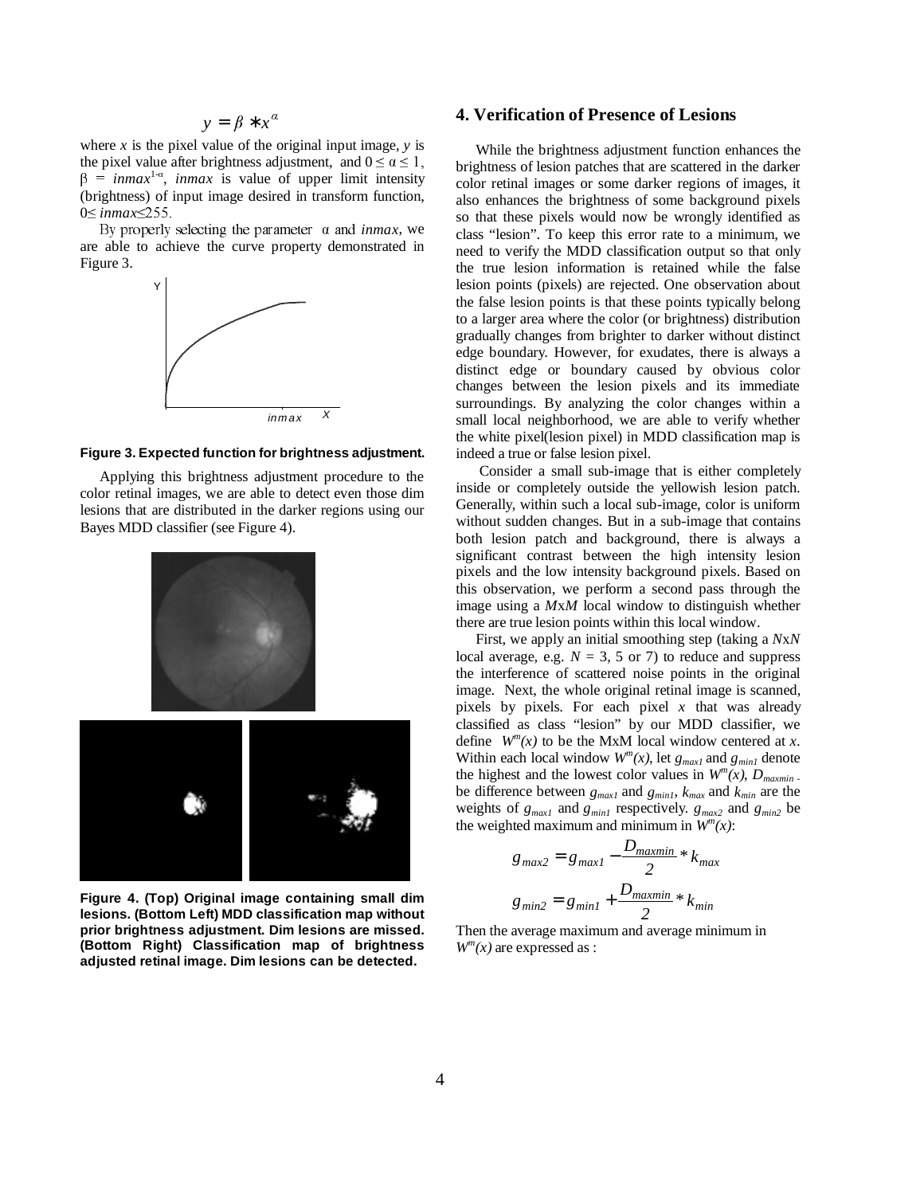$$y = \beta * x^{\alpha}$$

where $x$ is the pixel value of the original input image, $y$ is the pixel value after brightness adjustment, and $0 \le \alpha \le 1$, $\beta = inmax^{1-\alpha}$, $inmax$ is value of upper limit intensity (brightness) of input image desired in transform function, $0 \le inmax \le 255$.

By properly selecting the parameter $\alpha$ and $inmax$, we are able to achieve the curve property demonstrated in Figure 3.

**Figure 3. Expected function for brightness adjustment.**

Applying this brightness adjustment procedure to the color retinal images, we are able to detect even those dim lesions that are distributed in the darker regions using our Bayes MDD classifier (see Figure 4).

**Figure 4. (Top) Original image containing small dim lesions. (Bottom Left) MDD classification map without prior brightness adjustment. Dim lesions are missed. (Bottom Right) Classification map of brightness adjusted retinal image. Dim lesions can be detected.**

## 4. Verification of Presence of Lesions

While the brightness adjustment function enhances the brightness of lesion patches that are scattered in the darker color retinal images or some darker regions of images, it also enhances the brightness of some background pixels so that these pixels would now be wrongly identified as class "lesion". To keep this error rate to a minimum, we need to verify the MDD classification output so that only the true lesion information is retained while the false lesion points (pixels) are rejected. One observation about the false lesion points is that these points typically belong to a larger area where the color (or brightness) distribution gradually changes from brighter to darker without distinct edge boundary. However, for exudates, there is always a distinct edge or boundary caused by obvious color changes between the lesion pixels and its immediate surroundings. By analyzing the color changes within a small local neighborhood, we are able to verify whether the white pixel(lesion pixel) in MDD classification map is indeed a true or false lesion pixel.

Consider a small sub-image that is either completely inside or completely outside the yellowish lesion patch. Generally, within such a local sub-image, color is uniform without sudden changes. But in a sub-image that contains both lesion patch and background, there is always a significant contrast between the high intensity lesion pixels and the low intensity background pixels. Based on this observation, we perform a second pass through the image using a $M$x$M$ local window to distinguish whether there are true lesion points within this local window.

First, we apply an initial smoothing step (taking a $N$x$N$ local average, e.g. $N$ = 3, 5 or 7) to reduce and suppress the interference of scattered noise points in the original image. Next, the whole original retinal image is scanned, pixels by pixels. For each pixel $x$ that was already classified as class "lesion" by our MDD classifier, we define $W^m(x)$ to be the MxM local window centered at $x$. Within each local window $W^m(x)$, let $g_{max1}$ and $g_{min1}$ denote the highest and the lowest color values in $W^m(x)$, $D_{maxmin}$ be difference between $g_{max1}$ and $g_{min1}$, $k_{max}$ and $k_{min}$ are the weights of $g_{max1}$ and $g_{min1}$ respectively. $g_{max2}$ and $g_{min2}$ be the weighted maximum and minimum in $W^m(x)$:

$$g_{max2} = g_{max1} - \frac{D_{maxmin}}{2} * k_{max}$$

$$g_{min2} = g_{min1} + \frac{D_{maxmin}}{2} * k_{min}$$

Then the average maximum and average minimum in $W^m(x)$ are expressed as :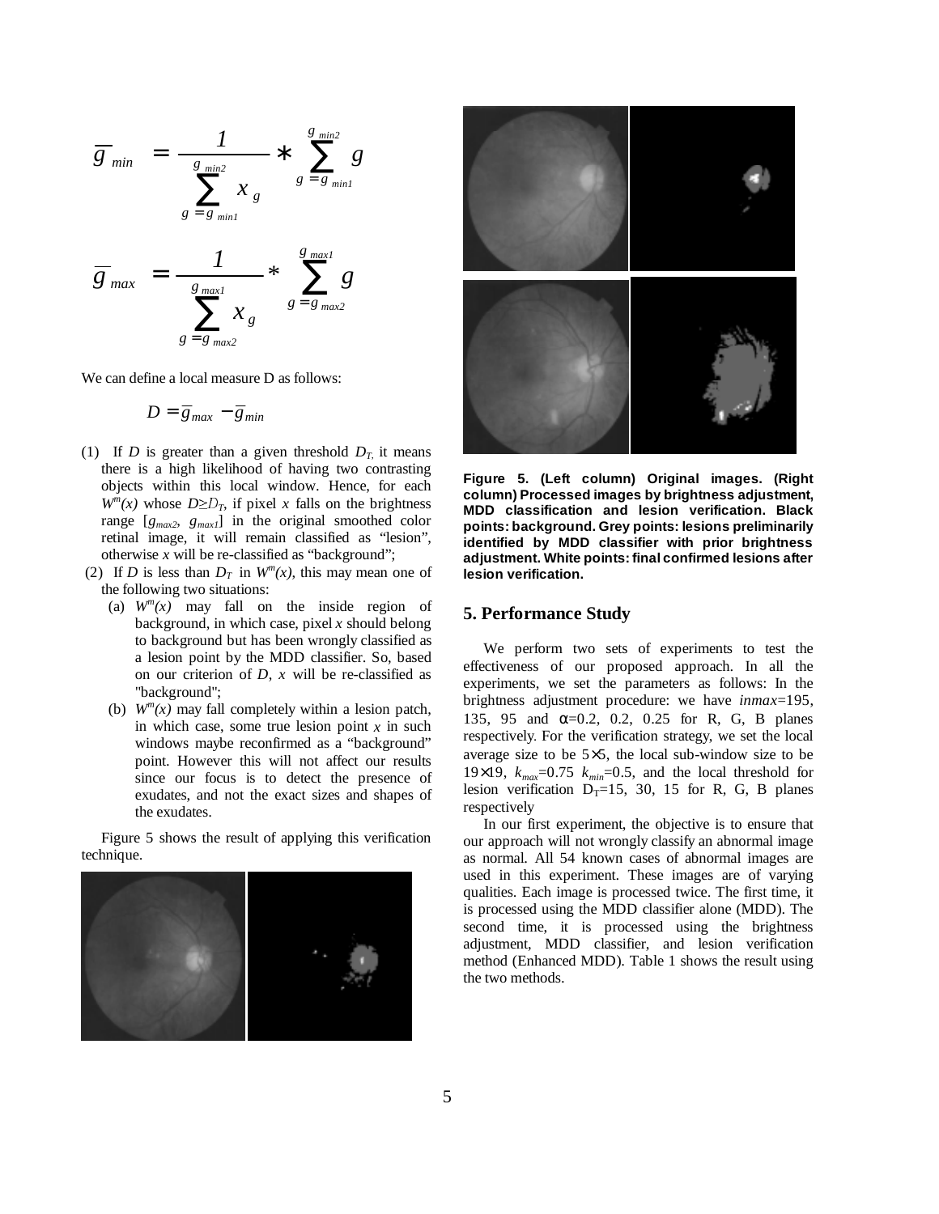$$\overline{g}_{min} = \frac{1}{\sum_{g=g_{min1}}^{g_{min2}} x_g} * \sum_{g=g_{min1}}^{g_{min2}} g$$

$$\overline{g}_{max} = \frac{1}{\sum_{g=g_{max2}}^{g_{max1}} x_g} * \sum_{g=g_{max2}}^{g_{max1}} g$$

We can define a local measure D as follows:

$$D = \overline{g}_{max} - \overline{g}_{min}$$

(1) If $D$ is greater than a given threshold $D_T$, it means there is a high likelihood of having two contrasting objects within this local window. Hence, for each $W^m(x)$ whose $D \geq D_T$, if pixel $x$ falls on the brightness range $[g_{max2}, g_{max1}]$ in the original smoothed color retinal image, it will remain classified as "lesion", otherwise $x$ will be re-classified as "background";

(2) If $D$ is less than $D_T$ in $W^m(x)$, this may mean one of the following two situations:

   (a) $W^m(x)$ may fall on the inside region of background, in which case, pixel $x$ should belong to background but has been wrongly classified as a lesion point by the MDD classifier. So, based on our criterion of $D$, $x$ will be re-classified as "background";

   (b) $W^m(x)$ may fall completely within a lesion patch, in which case, some true lesion point $x$ in such windows maybe reconfirmed as a "background" point. However this will not affect our results since our focus is to detect the presence of exudates, and not the exact sizes and shapes of the exudates.

Figure 5 shows the result of applying this verification technique.

**Figure 5. (Left column) Original images. (Right column) Processed images by brightness adjustment, MDD classification and lesion verification. Black points: background. Grey points: lesions preliminarily identified by MDD classifier with prior brightness adjustment. White points: final confirmed lesions after lesion verification.**

## 5. Performance Study

We perform two sets of experiments to test the effectiveness of our proposed approach. In all the experiments, we set the parameters as follows: In the brightness adjustment procedure: we have *inmax*=195, 135, 95 and $\alpha$=0.2, 0.2, 0.25 for R, G, B planes respectively. For the verification strategy, we set the local average size to be 5×5, the local sub-window size to be 19×19, $k_{max}$=0.75 $k_{min}$=0.5, and the local threshold for lesion verification $D_T$=15, 30, 15 for R, G, B planes respectively

In our first experiment, the objective is to ensure that our approach will not wrongly classify an abnormal image as normal. All 54 known cases of abnormal images are used in this experiment. These images are of varying qualities. Each image is processed twice. The first time, it is processed using the MDD classifier alone (MDD). The second time, it is processed using the brightness adjustment, MDD classifier, and lesion verification method (Enhanced MDD). Table 1 shows the result using the two methods.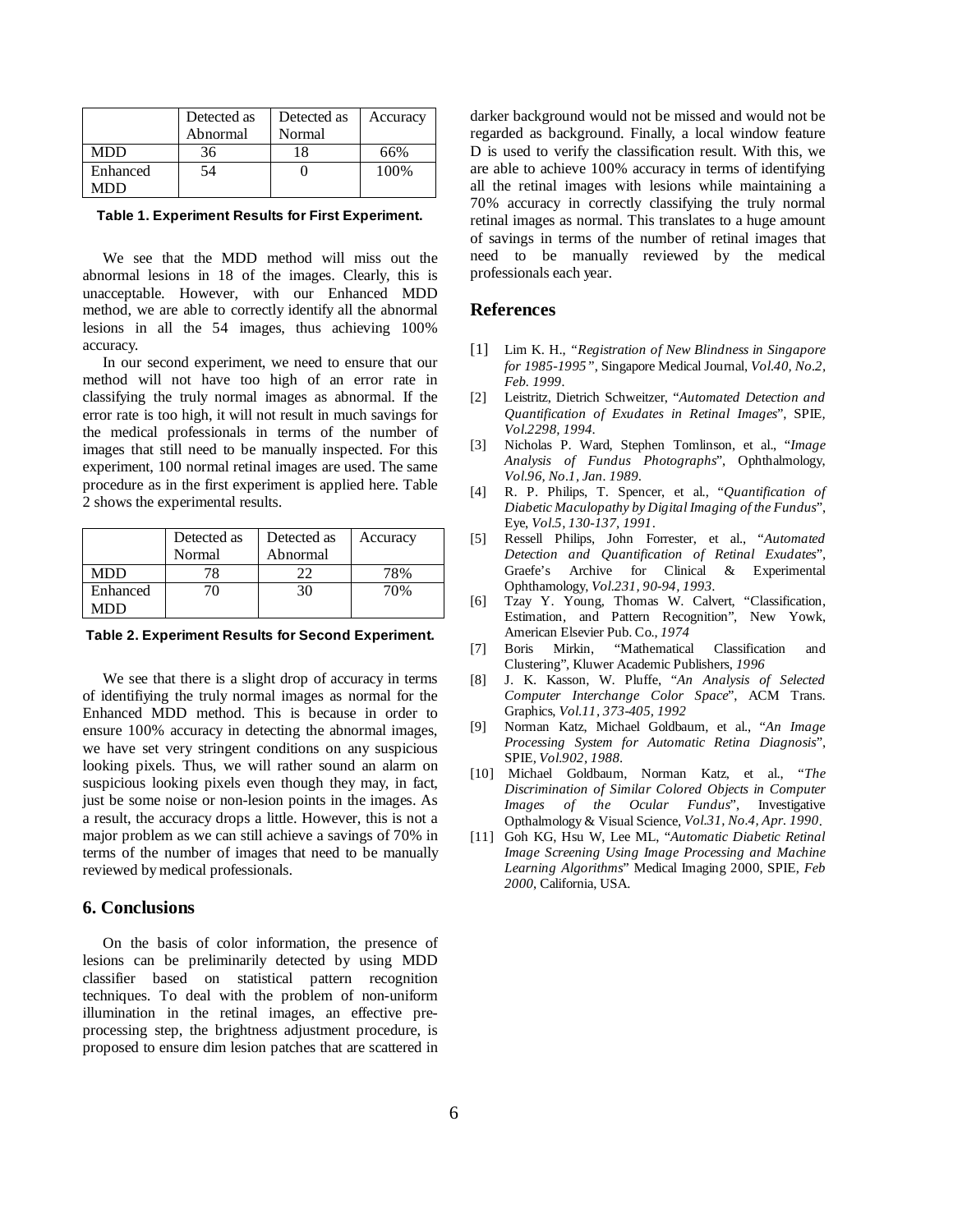| | Detected as Abnormal | Detected as Normal | Accuracy |
| --- | --- | --- | --- |
| MDD | 36 | 18 | 66% |
| Enhanced MDD | 54 | 0 | 100% |

**Table 1. Experiment Results for First Experiment.**

We see that the MDD method will miss out the abnormal lesions in 18 of the images. Clearly, this is unacceptable. However, with our Enhanced MDD method, we are able to correctly identify all the abnormal lesions in all the 54 images, thus achieving 100% accuracy.

In our second experiment, we need to ensure that our method will not have too high of an error rate in classifying the truly normal images as abnormal. If the error rate is too high, it will not result in much savings for the medical professionals in terms of the number of images that still need to be manually inspected. For this experiment, 100 normal retinal images are used. The same procedure as in the first experiment is applied here. Table 2 shows the experimental results.

| | Detected as Normal | Detected as Abnormal | Accuracy |
| --- | --- | --- | --- |
| MDD | 78 | 22 | 78% |
| Enhanced MDD | 70 | 30 | 70% |

**Table 2. Experiment Results for Second Experiment.**

We see that there is a slight drop of accuracy in terms of identifiying the truly normal images as normal for the Enhanced MDD method. This is because in order to ensure 100% accuracy in detecting the abnormal images, we have set very stringent conditions on any suspicious looking pixels. Thus, we will rather sound an alarm on suspicious looking pixels even though they may, in fact, just be some noise or non-lesion points in the images. As a result, the accuracy drops a little. However, this is not a major problem as we can still achieve a savings of 70% in terms of the number of images that need to be manually reviewed by medical professionals.

## 6. Conclusions

On the basis of color information, the presence of lesions can be preliminarily detected by using MDD classifier based on statistical pattern recognition techniques. To deal with the problem of non-uniform illumination in the retinal images, an effective pre-processing step, the brightness adjustment procedure, is proposed to ensure dim lesion patches that are scattered in darker background would not be missed and would not be regarded as background. Finally, a local window feature D is used to verify the classification result. With this, we are able to achieve 100% accuracy in terms of identifying all the retinal images with lesions while maintaining a 70% accuracy in correctly classifying the truly normal retinal images as normal. This translates to a huge amount of savings in terms of the number of retinal images that need to be manually reviewed by the medical professionals each year.

## References

[1] Lim K. H., *"Registration of New Blindness in Singapore for 1985-1995"*, Singapore Medical Journal, *Vol.40, No.2, Feb. 1999*.

[2] Leistritz, Dietrich Schweitzer, "*Automated Detection and Quantification of Exudates in Retinal Images*", SPIE, *Vol.2298, 1994*.

[3] Nicholas P. Ward, Stephen Tomlinson, et al., "*Image Analysis of Fundus Photographs*", Ophthalmology, *Vol.96, No.1, Jan. 1989*.

[4] R. P. Philips, T. Spencer, et al., "*Quantification of Diabetic Maculopathy by Digital Imaging of the Fundus*", Eye, *Vol.5, 130-137, 1991*.

[5] Ressell Philips, John Forrester, et al., "*Automated Detection and Quantification of Retinal Exudates*", Graefe's Archive for Clinical & Experimental Ophthamology, *Vol.231, 90-94, 1993*.

[6] Tzay Y. Young, Thomas W. Calvert, "Classification, Estimation, and Pattern Recognition", New Yowk, American Elsevier Pub. Co., *1974*

[7] Boris Mirkin, "Mathematical Classification and Clustering", Kluwer Academic Publishers, *1996*

[8] J. K. Kasson, W. Pluffe, "*An Analysis of Selected Computer Interchange Color Space*", ACM Trans. Graphics, *Vol.11, 373-405, 1992*

[9] Norman Katz, Michael Goldbaum, et al., "*An Image Processing System for Automatic Retina Diagnosis*", SPIE, *Vol.902, 1988*.

[10] Michael Goldbaum, Norman Katz, et al., "*The Discrimination of Similar Colored Objects in Computer Images of the Ocular Fundus*", Investigative Opthalmology & Visual Science, *Vol.31, No.4, Apr. 1990*.

[11] Goh KG, Hsu W, Lee ML, "*Automatic Diabetic Retinal Image Screening Using Image Processing and Machine Learning Algorithms*" Medical Imaging 2000, SPIE, *Feb 2000*, California, USA.